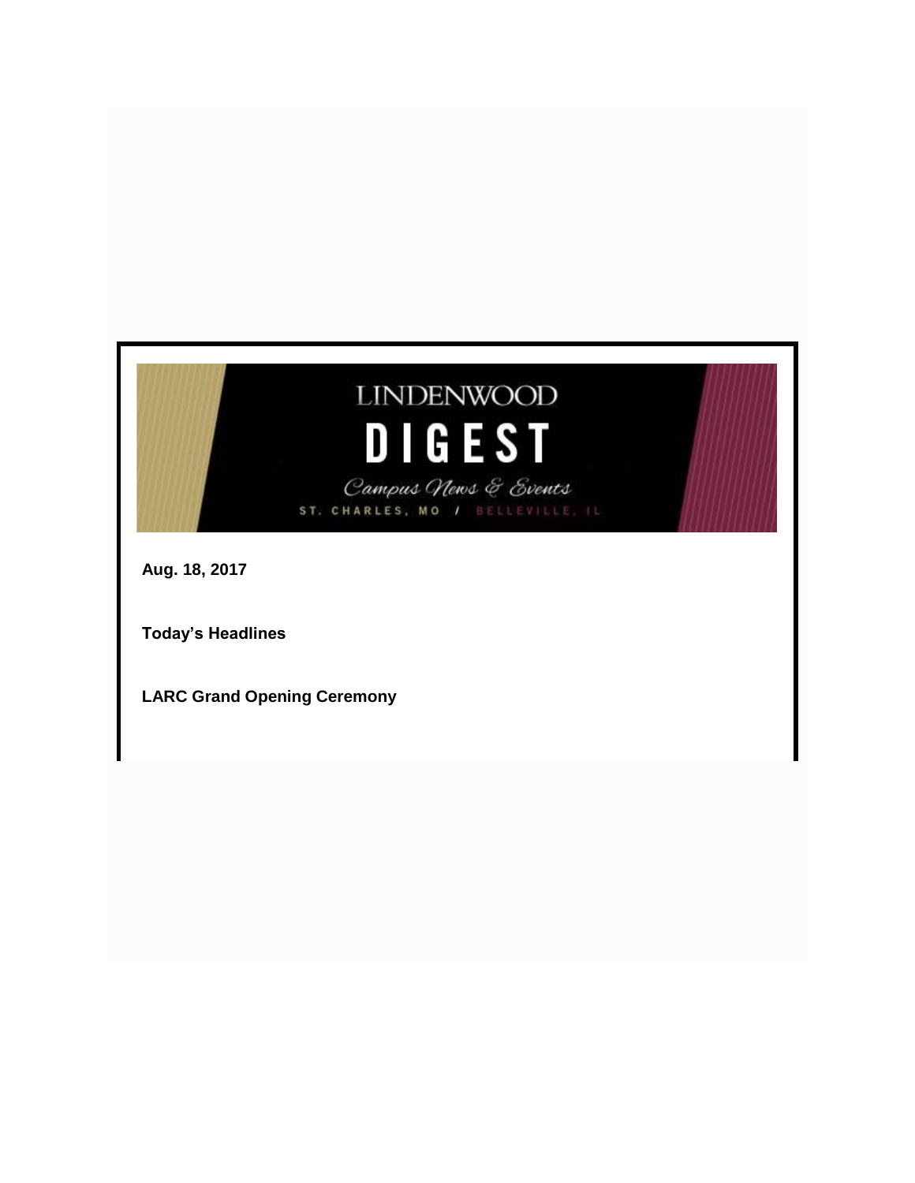# LINDENWOOD DIGEST

*Campus News & Events*

ST. CHARLES, MO / BELLEVILLE, IL

**Aug. 18, 2017**

**Today's Headlines**

**LARC Grand Opening Ceremony**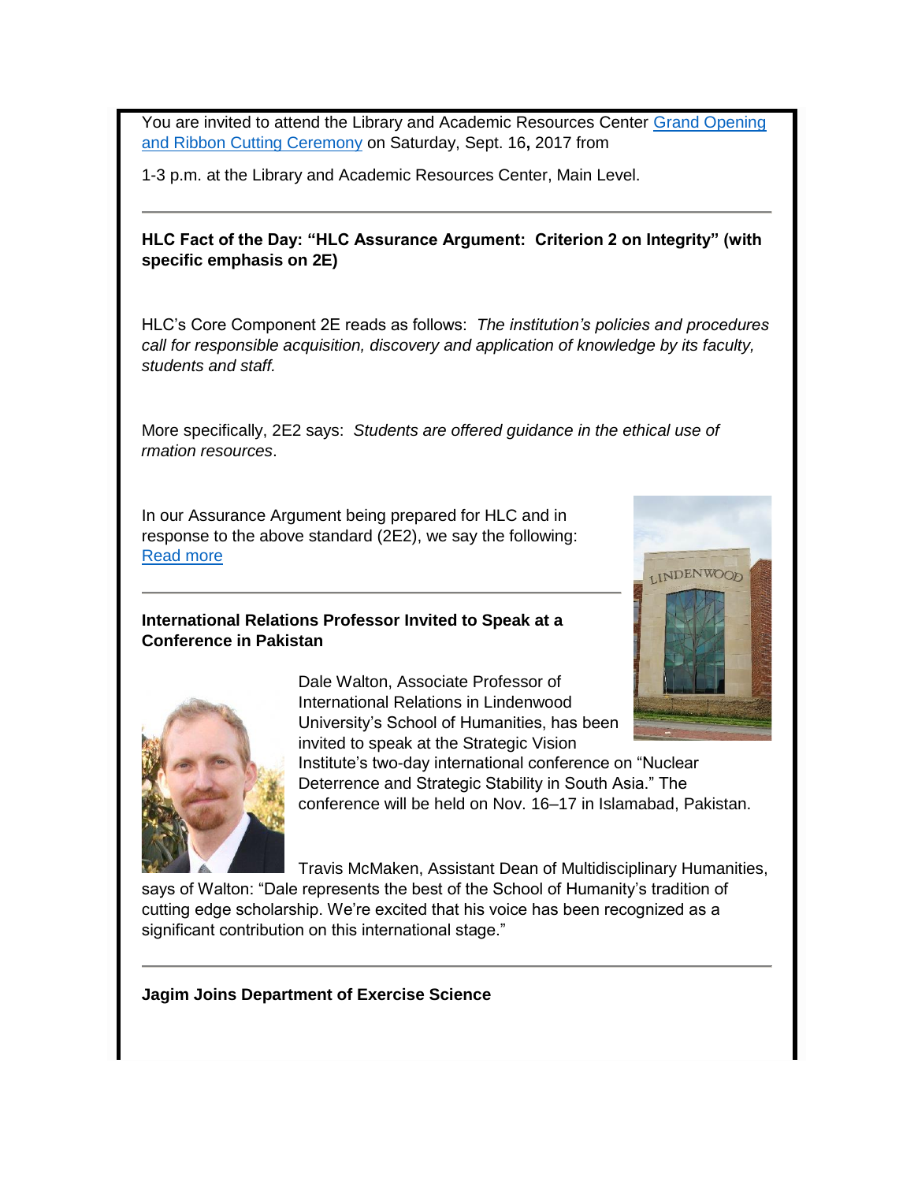You are invited to attend the Library and Academic Resources Center [Grand Opening and Ribbon Cutting Ceremony] on Saturday, Sept. 16**,** 2017 from

1-3 p.m. at the Library and Academic Resources Center, Main Level.

---

**HLC Fact of the Day: "HLC Assurance Argument:  Criterion 2 on Integrity" (with specific emphasis on 2E)**

HLC's Core Component 2E reads as follows:  *The institution's policies and procedures call for responsible acquisition, discovery and application of knowledge by its faculty, students and staff.*

More specifically, 2E2 says:  *Students are offered guidance in the ethical use of rmation resources*.

In our Assurance Argument being prepared for HLC and in response to the above standard (2E2), we say the following: [Read more]

---

**International Relations Professor Invited to Speak at a Conference in Pakistan**

Dale Walton, Associate Professor of International Relations in Lindenwood University's School of Humanities, has been invited to speak at the Strategic Vision Institute's two-day international conference on "Nuclear Deterrence and Strategic Stability in South Asia." The conference will be held on Nov. 16–17 in Islamabad, Pakistan.

Travis McMaken, Assistant Dean of Multidisciplinary Humanities, says of Walton: "Dale represents the best of the School of Humanity's tradition of cutting edge scholarship. We're excited that his voice has been recognized as a significant contribution on this international stage."

---

**Jagim Joins Department of Exercise Science**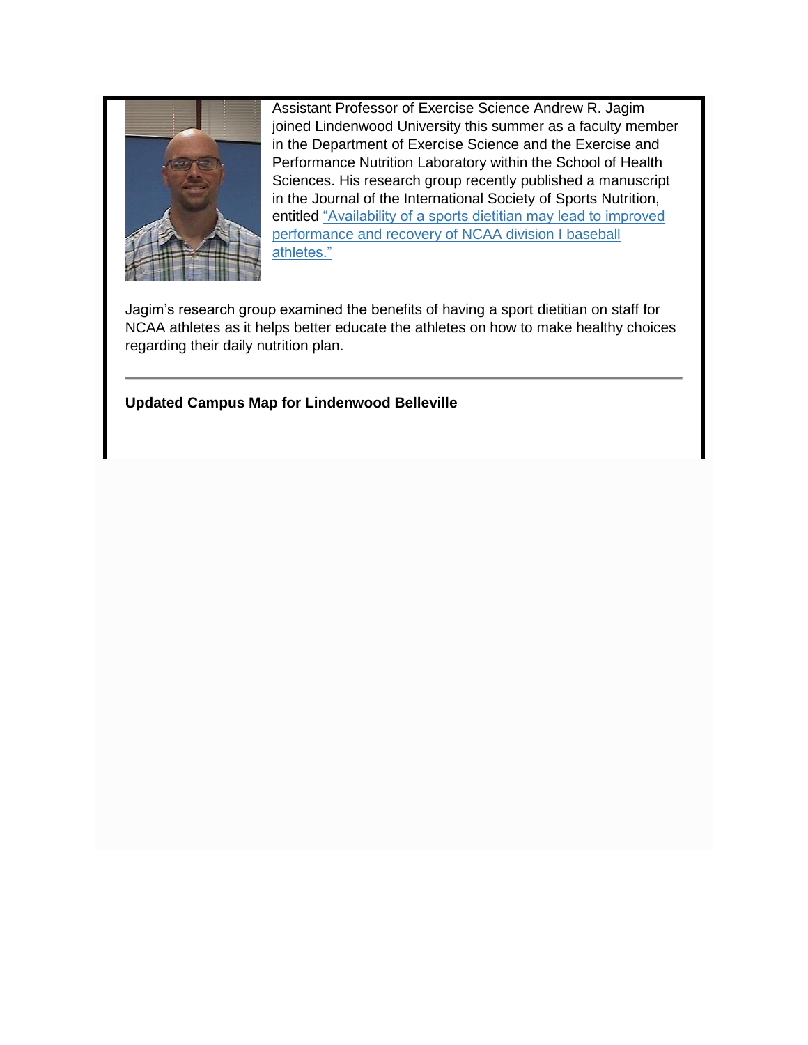Assistant Professor of Exercise Science Andrew R. Jagim joined Lindenwood University this summer as a faculty member in the Department of Exercise Science and the Exercise and Performance Nutrition Laboratory within the School of Health Sciences. His research group recently published a manuscript in the Journal of the International Society of Sports Nutrition, entitled "Availability of a sports dietitian may lead to improved performance and recovery of NCAA division I baseball athletes."

Jagim's research group examined the benefits of having a sport dietitian on staff for NCAA athletes as it helps better educate the athletes on how to make healthy choices regarding their daily nutrition plan.

---

**Updated Campus Map for Lindenwood Belleville**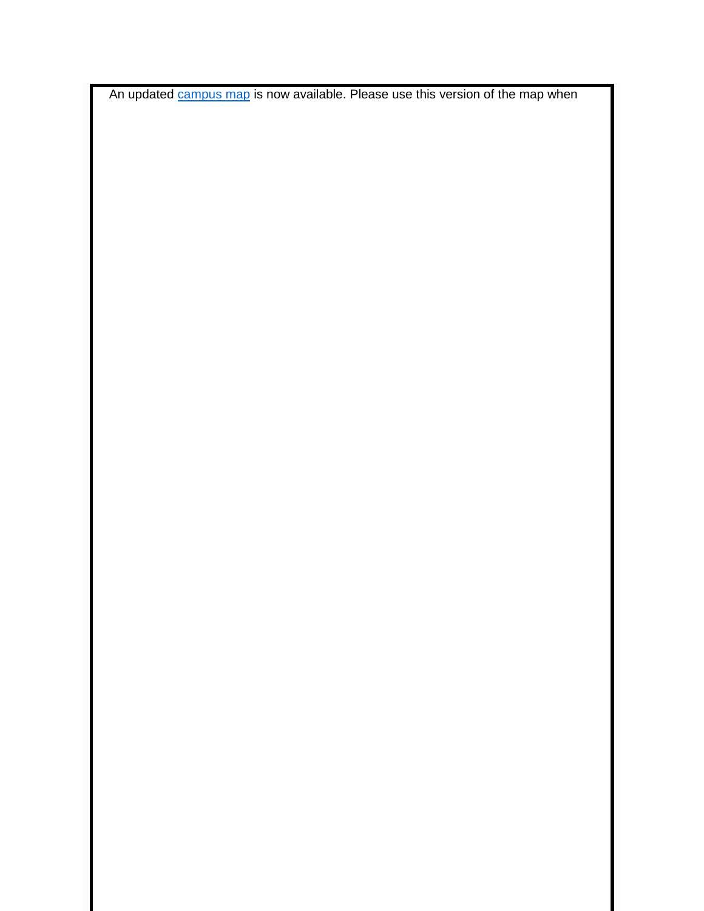An updated [campus map] is now available. Please use this version of the map when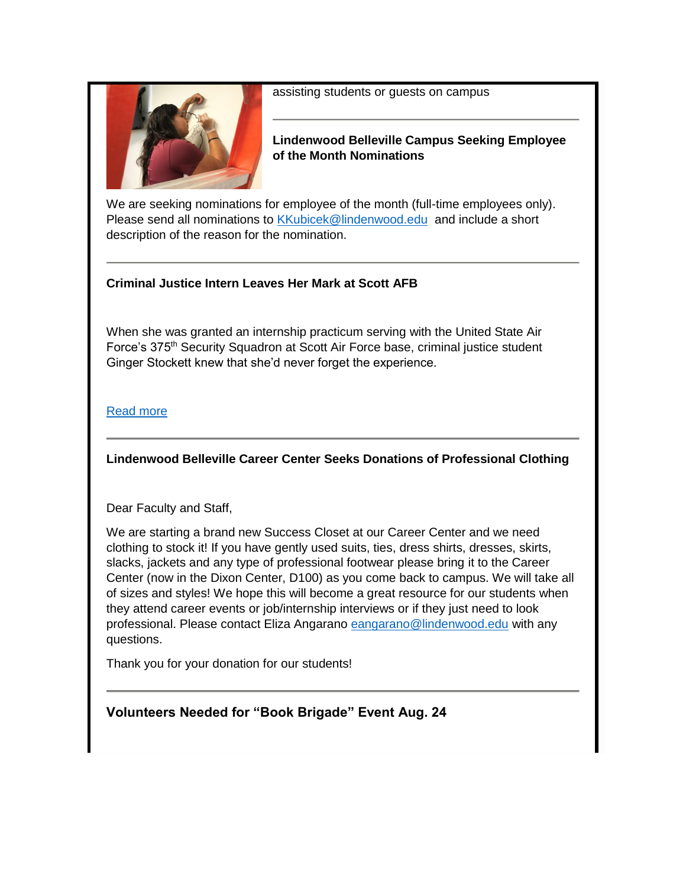assisting students or guests on campus

---

**Lindenwood Belleville Campus Seeking Employee of the Month Nominations**

We are seeking nominations for employee of the month (full-time employees only). Please send all nominations to [KKubicek@lindenwood.edu](mailto:KKubicek@lindenwood.edu) and include a short description of the reason for the nomination.

---

**Criminal Justice Intern Leaves Her Mark at Scott AFB**

When she was granted an internship practicum serving with the United State Air Force's 375th Security Squadron at Scott Air Force base, criminal justice student Ginger Stockett knew that she'd never forget the experience.

Read more

---

**Lindenwood Belleville Career Center Seeks Donations of Professional Clothing**

Dear Faculty and Staff,

We are starting a brand new Success Closet at our Career Center and we need clothing to stock it! If you have gently used suits, ties, dress shirts, dresses, skirts, slacks, jackets and any type of professional footwear please bring it to the Career Center (now in the Dixon Center, D100) as you come back to campus. We will take all of sizes and styles! We hope this will become a great resource for our students when they attend career events or job/internship interviews or if they just need to look professional. Please contact Eliza Angarano [eangarano@lindenwood.edu](mailto:eangarano@lindenwood.edu) with any questions.

Thank you for your donation for our students!

---

**Volunteers Needed for "Book Brigade" Event Aug. 24**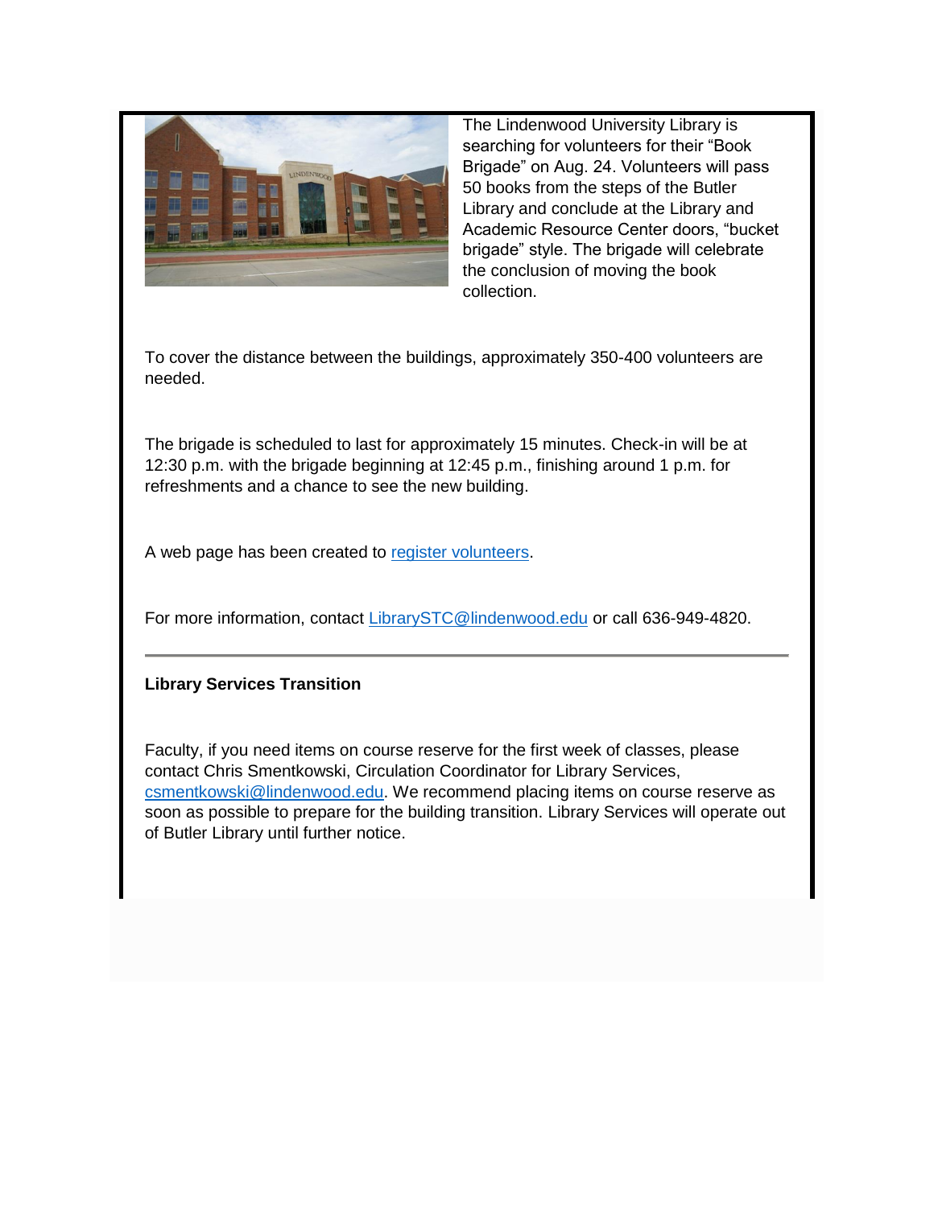The Lindenwood University Library is searching for volunteers for their "Book Brigade" on Aug. 24. Volunteers will pass 50 books from the steps of the Butler Library and conclude at the Library and Academic Resource Center doors, "bucket brigade" style. The brigade will celebrate the conclusion of moving the book collection.

To cover the distance between the buildings, approximately 350-400 volunteers are needed.

The brigade is scheduled to last for approximately 15 minutes. Check-in will be at 12:30 p.m. with the brigade beginning at 12:45 p.m., finishing around 1 p.m. for refreshments and a chance to see the new building.

A web page has been created to register volunteers.

For more information, contact LibrarySTC@lindenwood.edu or call 636-949-4820.

---

**Library Services Transition**

Faculty, if you need items on course reserve for the first week of classes, please contact Chris Smentkowski, Circulation Coordinator for Library Services, csmentkowski@lindenwood.edu. We recommend placing items on course reserve as soon as possible to prepare for the building transition. Library Services will operate out of Butler Library until further notice.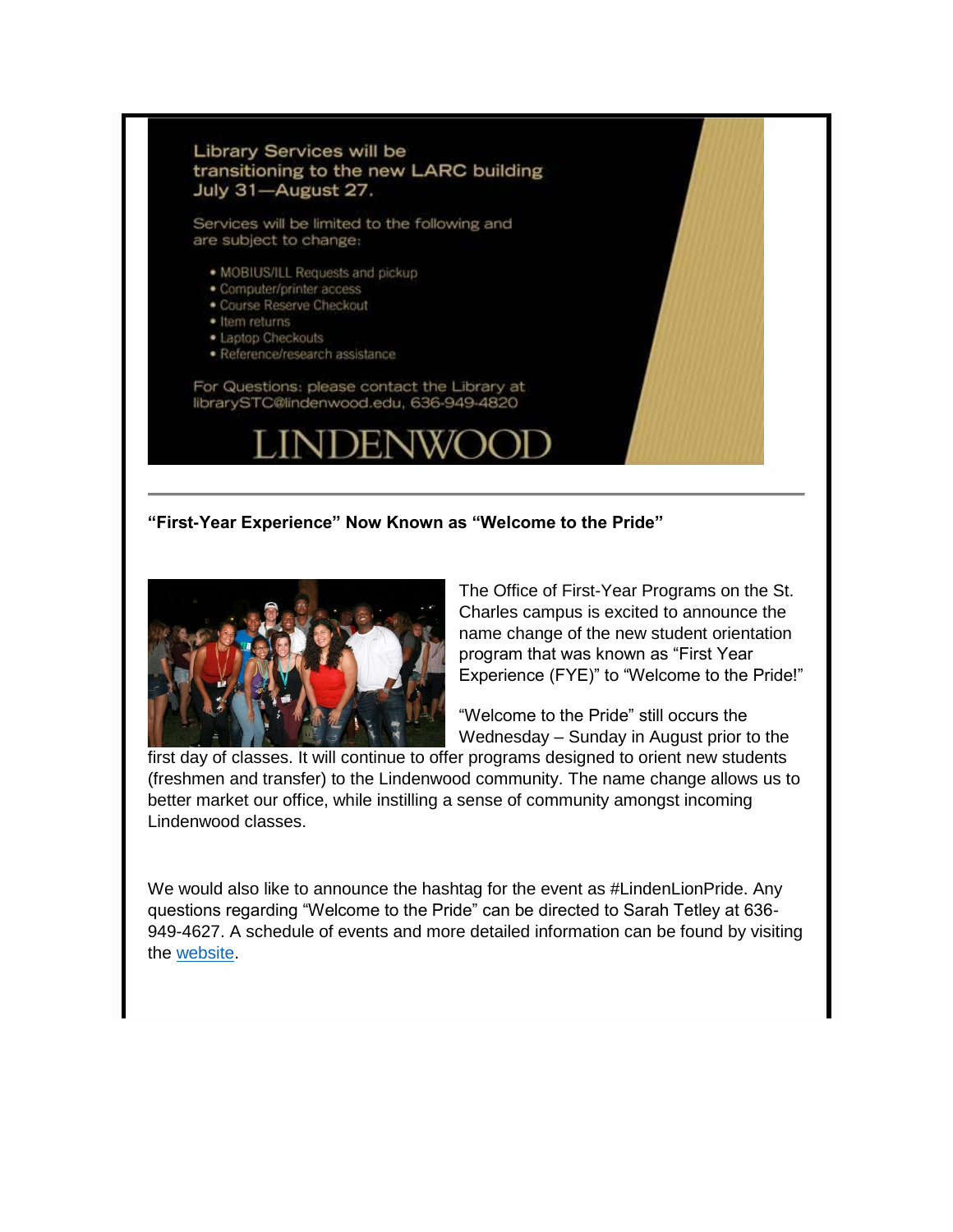Library Services will be transitioning to the new LARC building July 31—August 27.

Services will be limited to the following and are subject to change:

- MOBIUS/ILL Requests and pickup
- Computer/printer access
- Course Reserve Checkout
- Item returns
- Laptop Checkouts
- Reference/research assistance

For Questions: please contact the Library at librarySTC@lindenwood.edu, 636-949-4820

LINDENWOOD

---

**"First-Year Experience" Now Known as "Welcome to the Pride"**

The Office of First-Year Programs on the St. Charles campus is excited to announce the name change of the new student orientation program that was known as "First Year Experience (FYE)" to "Welcome to the Pride!"

"Welcome to the Pride" still occurs the Wednesday – Sunday in August prior to the first day of classes. It will continue to offer programs designed to orient new students (freshmen and transfer) to the Lindenwood community. The name change allows us to better market our office, while instilling a sense of community amongst incoming Lindenwood classes.

We would also like to announce the hashtag for the event as #LindenLionPride. Any questions regarding "Welcome to the Pride" can be directed to Sarah Tetley at 636-949-4627. A schedule of events and more detailed information can be found by visiting the website.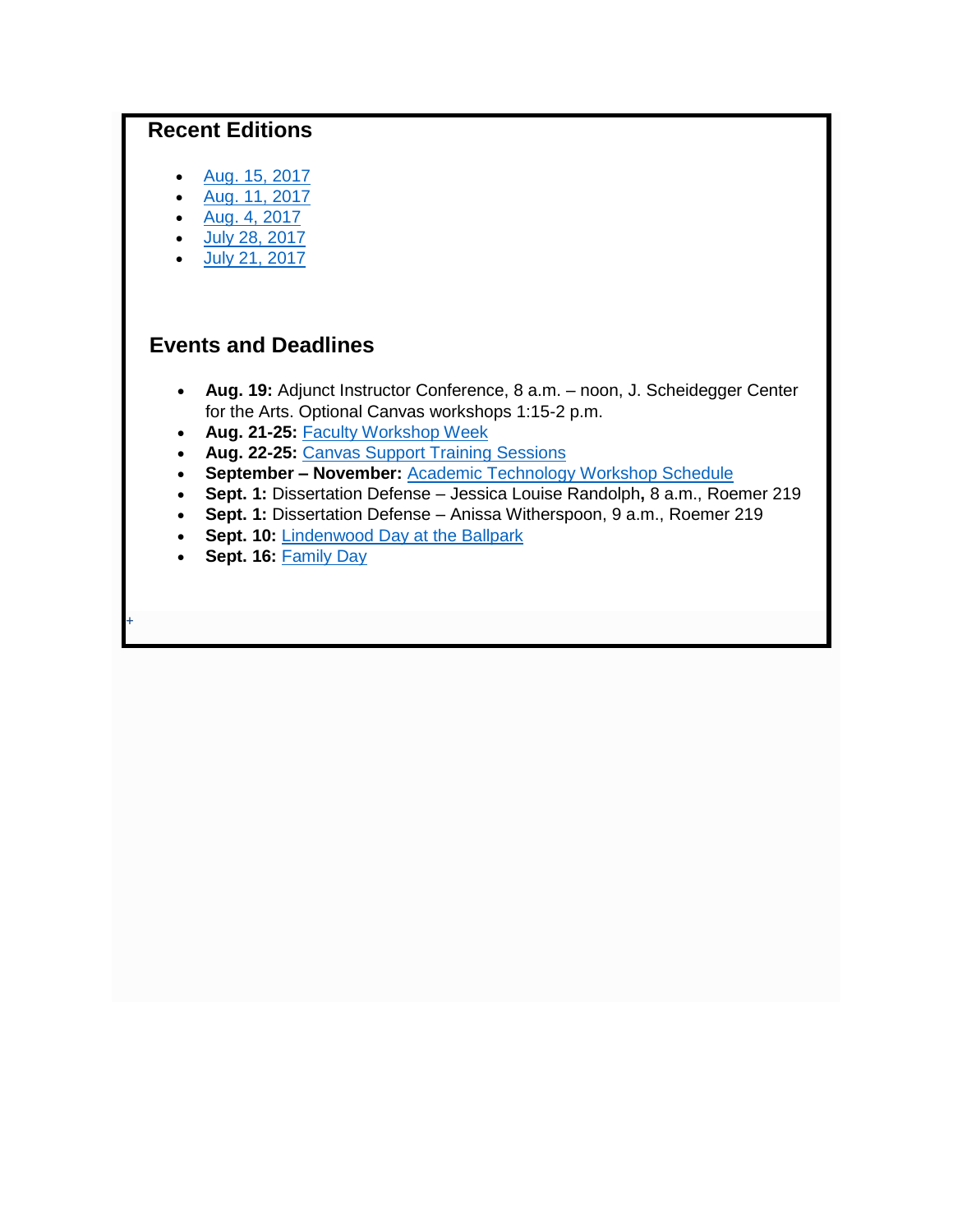## Recent Editions

- Aug. 15, 2017
- Aug. 11, 2017
- Aug. 4, 2017
- July 28, 2017
- July 21, 2017

## Events and Deadlines

- **Aug. 19:** Adjunct Instructor Conference, 8 a.m. – noon, J. Scheidegger Center for the Arts. Optional Canvas workshops 1:15-2 p.m.
- **Aug. 21-25:** Faculty Workshop Week
- **Aug. 22-25:** Canvas Support Training Sessions
- **September – November:** Academic Technology Workshop Schedule
- **Sept. 1:** Dissertation Defense – Jessica Louise Randolph**,** 8 a.m., Roemer 219
- **Sept. 1:** Dissertation Defense – Anissa Witherspoon, 9 a.m., Roemer 219
- **Sept. 10:** Lindenwood Day at the Ballpark
- **Sept. 16:** Family Day

+